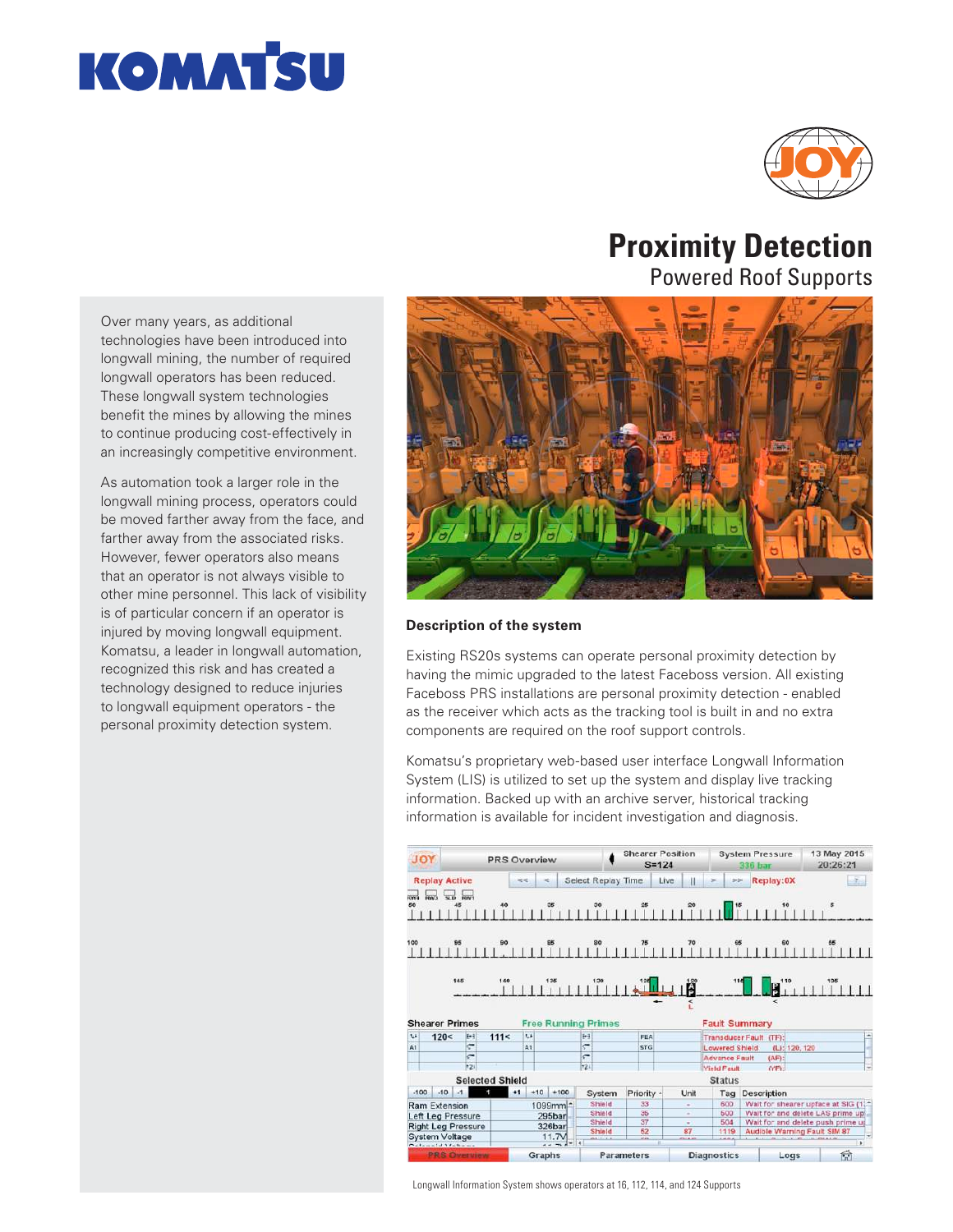# Proximity Detection

## Powered Roof Supports

Over many years, as additional technologies have been introduced into longwall mining, the number of required longwall operators has been reduced. These longwall system technologies benefit the mines by allowing the mines to continue producing cost-effectively in an increasingly competitive environment.

As automation took a larger role in the longwall mining process, operators could be moved farther away from the face, and farther away from the associated risks. However, fewer operators also means that an operator is not always visible to other mine personnel. This lack of visibility is of particular concern if an operator is injured by moving longwall equipment. Komatsu, a leader in longwall automation, recognized this risk and has created a technology designed to reduce injuries to longwall equipment operators - the personal proximity detection system.

### Description of the system

Existing RS20s systems can operate personal proximity detection by having the mimic upgraded to the latest Faceboss version. All existing Faceboss PRS installations are personal proximity detection - enabled as the receiver which acts as the tracking tool is built in and no extra components are required on the roof support controls.

Komatsu's proprietary web-based user interface Longwall Information System (LIS) is utilized to set up the system and display live tracking information. Backed up with an archive server, historical tracking information is available for incident investigation and diagnosis.

Longwall Information System shows operators at 16, 112, 114, and 124 Supports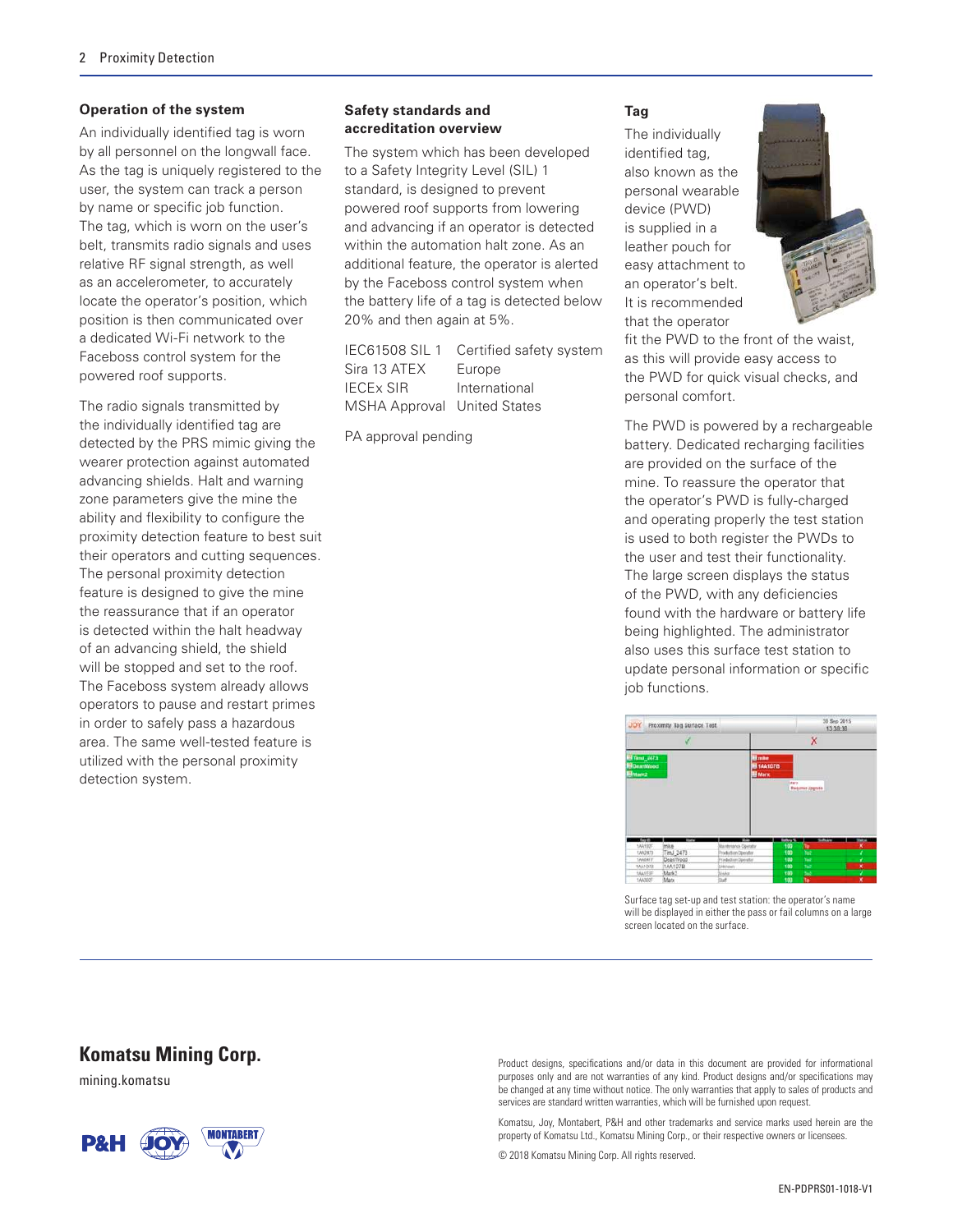### Operation of the system

An individually identified tag is worn by all personnel on the longwall face. As the tag is uniquely registered to the user, the system can track a person by name or specific job function. The tag, which is worn on the user's belt, transmits radio signals and uses relative RF signal strength, as well as an accelerometer, to accurately locate the operator's position, which position is then communicated over a dedicated Wi-Fi network to the Faceboss control system for the powered roof supports.

The radio signals transmitted by the individually identified tag are detected by the PRS mimic giving the wearer protection against automated advancing shields. Halt and warning zone parameters give the mine the ability and flexibility to configure the proximity detection feature to best suit their operators and cutting sequences. The personal proximity detection feature is designed to give the mine the reassurance that if an operator is detected within the halt headway of an advancing shield, the shield will be stopped and set to the roof. The Faceboss system already allows operators to pause and restart primes in order to safely pass a hazardous area. The same well-tested feature is utilized with the personal proximity detection system.

### Safety standards and accreditation overview

The system which has been developed to a Safety Integrity Level (SIL) 1 standard, is designed to prevent powered roof supports from lowering and advancing if an operator is detected within the automation halt zone. As an additional feature, the operator is alerted by the Faceboss control system when the battery life of a tag is detected below 20% and then again at 5%.

| | |
|---|---|
| IEC61508 SIL 1 | Certified safety system |
| Sira 13 ATEX | Europe |
| IECEx SIR | International |
| MSHA Approval | United States |

PA approval pending

### Tag

The individually identified tag, also known as the personal wearable device (PWD) is supplied in a leather pouch for easy attachment to an operator's belt. It is recommended that the operator fit the PWD to the front of the waist, as this will provide easy access to the PWD for quick visual checks, and personal comfort.

The PWD is powered by a rechargeable battery. Dedicated recharging facilities are provided on the surface of the mine. To reassure the operator that the operator's PWD is fully-charged and operating properly the test station is used to both register the PWDs to the user and test their functionality. The large screen displays the status of the PWD, with any deficiencies found with the hardware or battery life being highlighted. The administrator also uses this surface test station to update personal information or specific job functions.

Surface tag set-up and test station: the operator's name will be displayed in either the pass or fail columns on a large screen located on the surface.

**Komatsu Mining Corp.**

mining.komatsu

Product designs, specifications and/or data in this document are provided for informational purposes only and are not warranties of any kind. Product designs and/or specifications may be changed at any time without notice. The only warranties that apply to sales of products and services are standard written warranties, which will be furnished upon request.

Komatsu, Joy, Montabert, P&H and other trademarks and service marks used herein are the property of Komatsu Ltd., Komatsu Mining Corp., or their respective owners or licensees.

© 2018 Komatsu Mining Corp. All rights reserved.

EN-PDPRS01-1018-V1